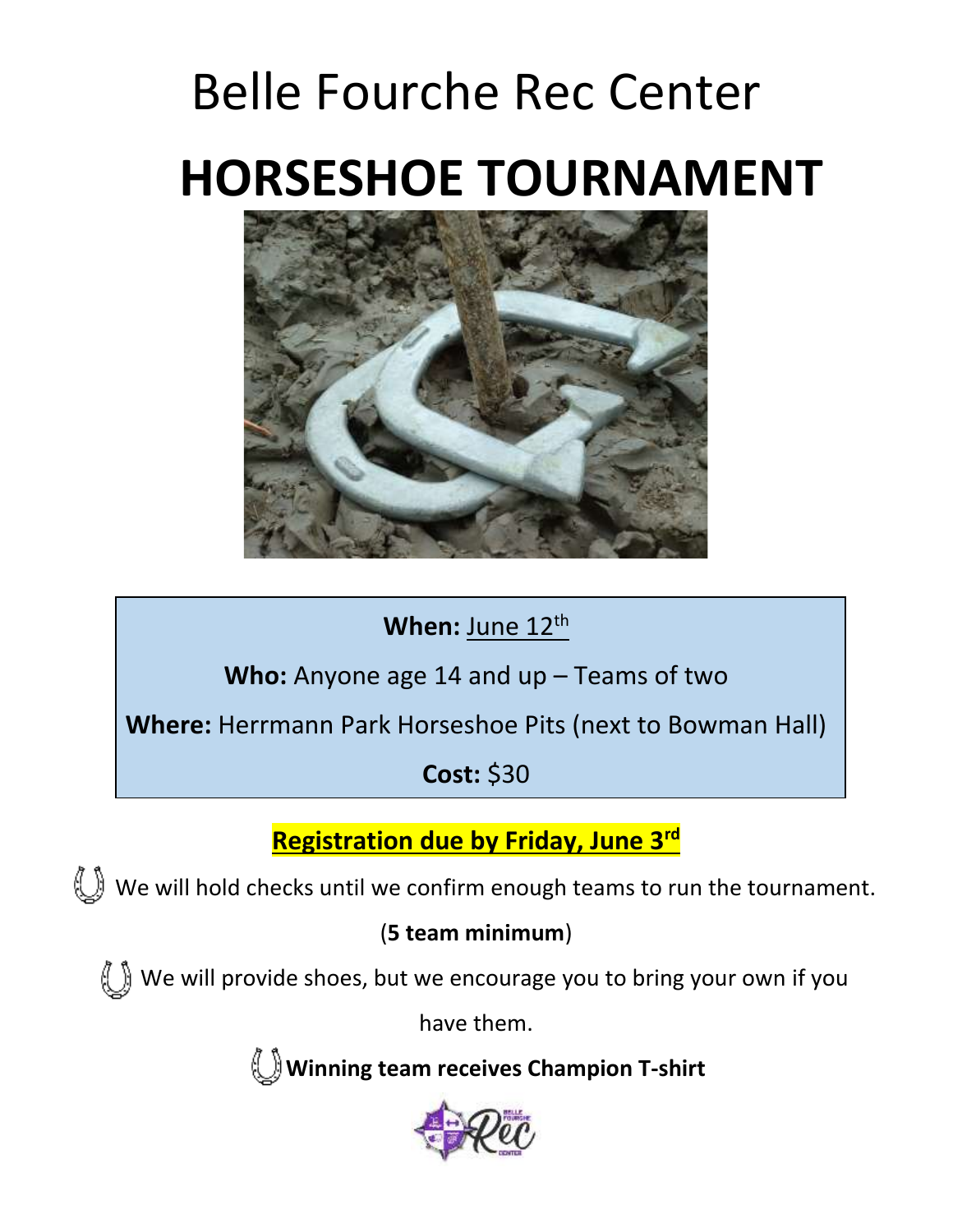# Belle Fourche Rec Center

# HORSESHOE TOURNAMENT

**When:** June 12th

**Who:** Anyone age 14 and up – Teams of two

**Where:** Herrmann Park Horseshoe Pits (next to Bowman Hall)

**Cost:** $30

**Registration due by Friday, June 3rd**

- We will hold checks until we confirm enough teams to run the tournament. (**5 team minimum**)
- We will provide shoes, but we encourage you to bring your own if you have them.
- **Winning team receives Champion T-shirt**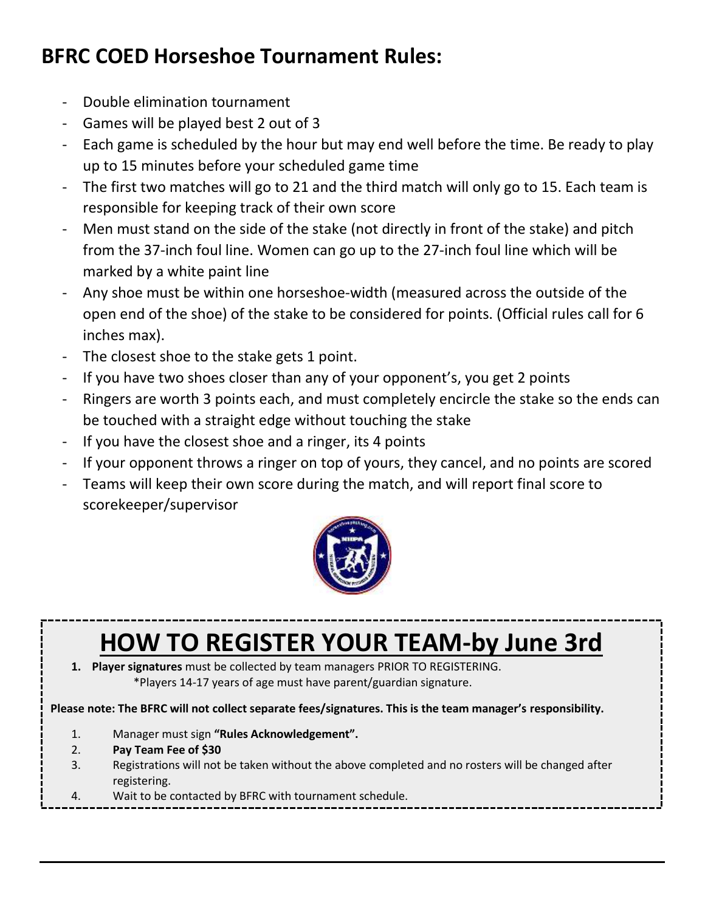## BFRC COED Horseshoe Tournament Rules:

- Double elimination tournament
- Games will be played best 2 out of 3
- Each game is scheduled by the hour but may end well before the time. Be ready to play up to 15 minutes before your scheduled game time
- The first two matches will go to 21 and the third match will only go to 15. Each team is responsible for keeping track of their own score
- Men must stand on the side of the stake (not directly in front of the stake) and pitch from the 37-inch foul line. Women can go up to the 27-inch foul line which will be marked by a white paint line
- Any shoe must be within one horseshoe-width (measured across the outside of the open end of the shoe) of the stake to be considered for points. (Official rules call for 6 inches max).
- The closest shoe to the stake gets 1 point.
- If you have two shoes closer than any of your opponent's, you get 2 points
- Ringers are worth 3 points each, and must completely encircle the stake so the ends can be touched with a straight edge without touching the stake
- If you have the closest shoe and a ringer, its 4 points
- If your opponent throws a ringer on top of yours, they cancel, and no points are scored
- Teams will keep their own score during the match, and will report final score to scorekeeper/supervisor

# HOW TO REGISTER YOUR TEAM-by June 3rd

1. **Player signatures** must be collected by team managers PRIOR TO REGISTERING.
   *Players 14-17 years of age must have parent/guardian signature.

**Please note: The BFRC will not collect separate fees/signatures. This is the team manager's responsibility.**

1. Manager must sign **"Rules Acknowledgement".**
2. **Pay Team Fee of $30**
3. Registrations will not be taken without the above completed and no rosters will be changed after registering.
4. Wait to be contacted by BFRC with tournament schedule.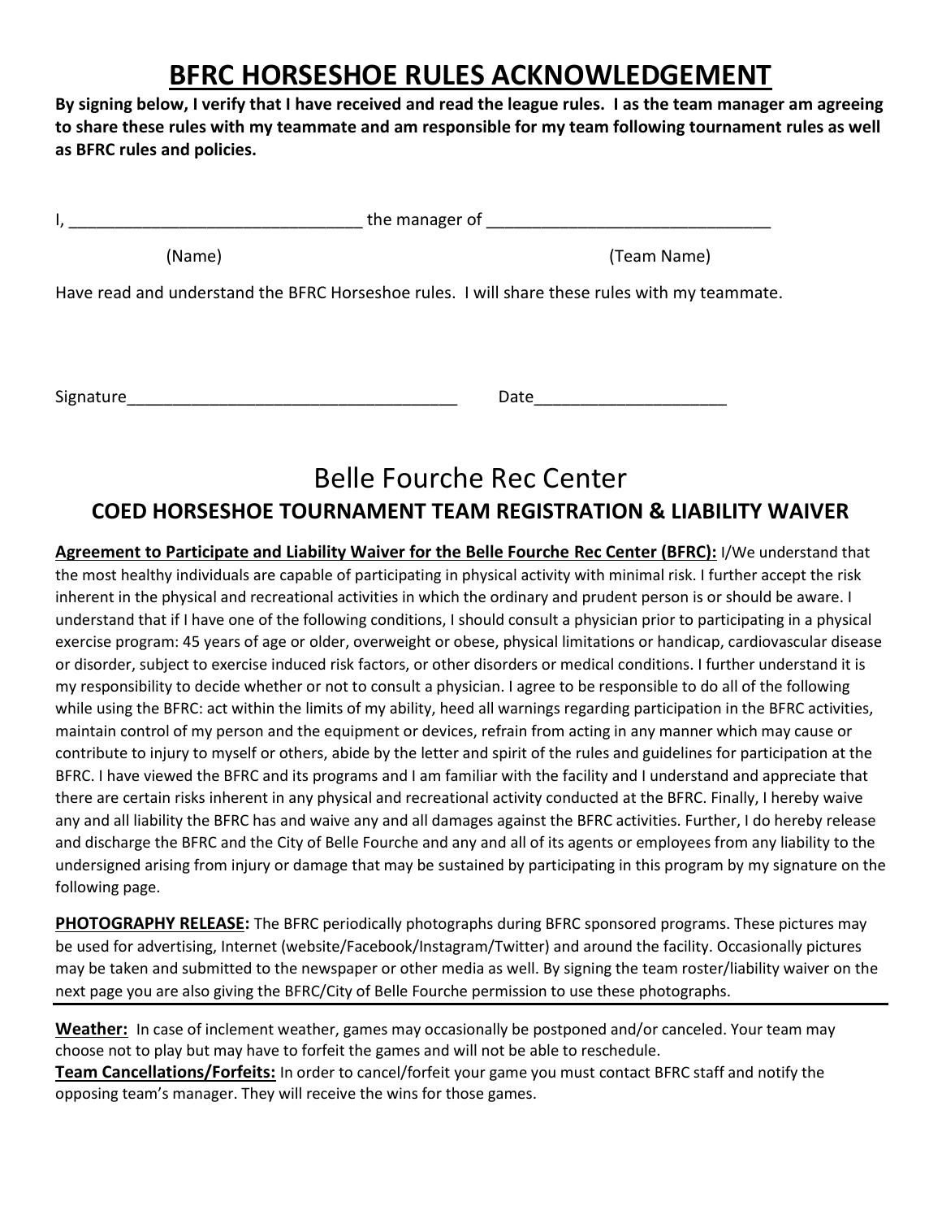# BFRC HORSESHOE RULES ACKNOWLEDGEMENT

**By signing below, I verify that I have received and read the league rules. I as the team manager am agreeing to share these rules with my teammate and am responsible for my team following tournament rules as well as BFRC rules and policies.**

I, _______________________________ the manager of ______________________________

(Name) (Team Name)

Have read and understand the BFRC Horseshoe rules. I will share these rules with my teammate.

Signature____________________________________ Date_____________________

# Belle Fourche Rec Center

## COED HORSESHOE TOURNAMENT TEAM REGISTRATION & LIABILITY WAIVER

**Agreement to Participate and Liability Waiver for the Belle Fourche Rec Center (BFRC):** I/We understand that the most healthy individuals are capable of participating in physical activity with minimal risk. I further accept the risk inherent in the physical and recreational activities in which the ordinary and prudent person is or should be aware. I understand that if I have one of the following conditions, I should consult a physician prior to participating in a physical exercise program: 45 years of age or older, overweight or obese, physical limitations or handicap, cardiovascular disease or disorder, subject to exercise induced risk factors, or other disorders or medical conditions. I further understand it is my responsibility to decide whether or not to consult a physician. I agree to be responsible to do all of the following while using the BFRC: act within the limits of my ability, heed all warnings regarding participation in the BFRC activities, maintain control of my person and the equipment or devices, refrain from acting in any manner which may cause or contribute to injury to myself or others, abide by the letter and spirit of the rules and guidelines for participation at the BFRC. I have viewed the BFRC and its programs and I am familiar with the facility and I understand and appreciate that there are certain risks inherent in any physical and recreational activity conducted at the BFRC. Finally, I hereby waive any and all liability the BFRC has and waive any and all damages against the BFRC activities. Further, I do hereby release and discharge the BFRC and the City of Belle Fourche and any and all of its agents or employees from any liability to the undersigned arising from injury or damage that may be sustained by participating in this program by my signature on the following page.

**PHOTOGRAPHY RELEASE:** The BFRC periodically photographs during BFRC sponsored programs. These pictures may be used for advertising, Internet (website/Facebook/Instagram/Twitter) and around the facility. Occasionally pictures may be taken and submitted to the newspaper or other media as well. By signing the team roster/liability waiver on the next page you are also giving the BFRC/City of Belle Fourche permission to use these photographs.

---

**Weather:** In case of inclement weather, games may occasionally be postponed and/or canceled. Your team may choose not to play but may have to forfeit the games and will not be able to reschedule.

**Team Cancellations/Forfeits:** In order to cancel/forfeit your game you must contact BFRC staff and notify the opposing team's manager. They will receive the wins for those games.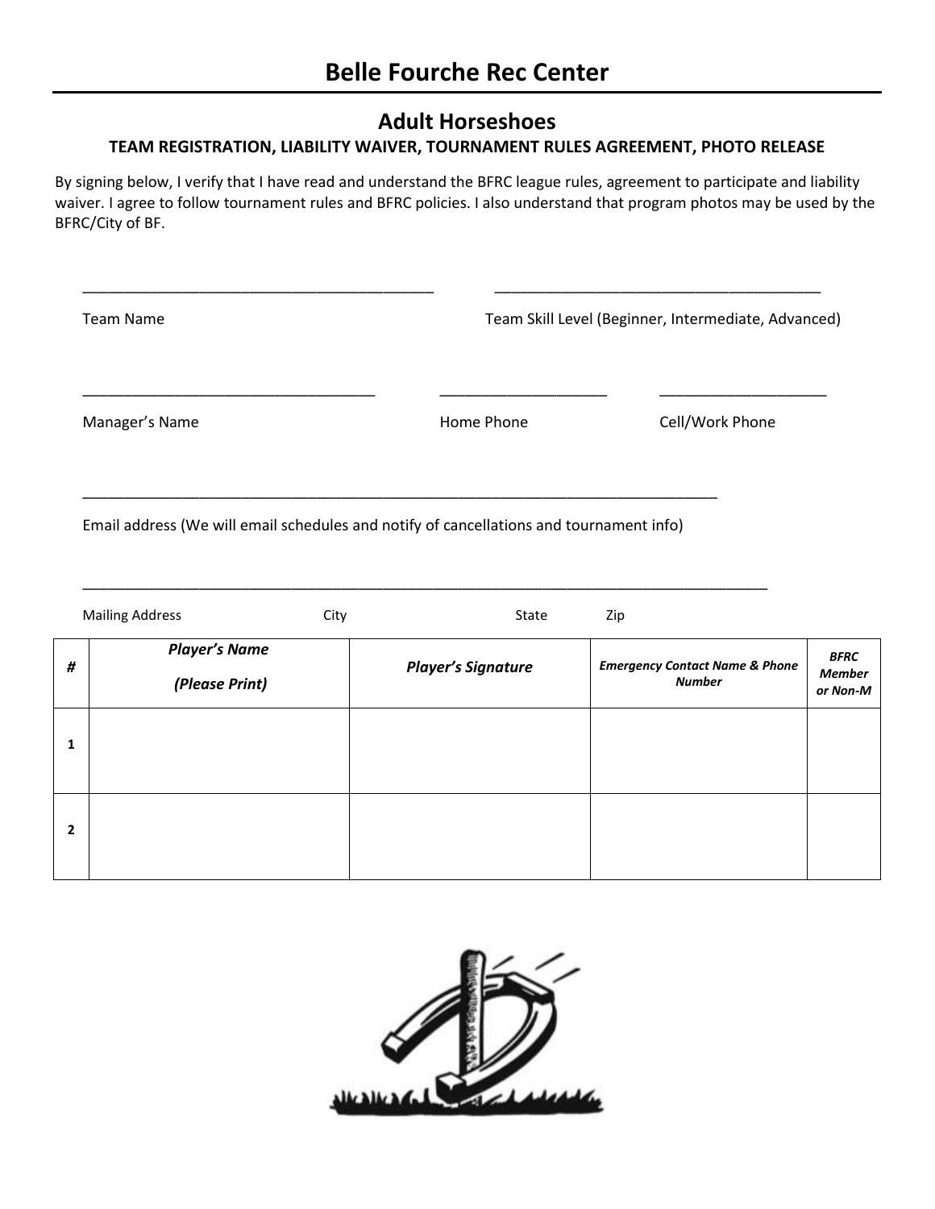# Belle Fourche Rec Center

## Adult Horseshoes

### TEAM REGISTRATION, LIABILITY WAIVER, TOURNAMENT RULES AGREEMENT, PHOTO RELEASE

By signing below, I verify that I have read and understand the BFRC league rules, agreement to participate and liability waiver. I agree to follow tournament rules and BFRC policies. I also understand that program photos may be used by the BFRC/City of BF.

\_\_\_\_\_\_\_\_\_\_\_\_\_\_\_\_\_\_\_\_\_\_\_\_\_\_\_\_\_\_\_\_\_\_\_\_\_\_\_\_\_\_ \_\_\_\_\_\_\_\_\_\_\_\_\_\_\_\_\_\_\_\_\_\_\_\_\_\_\_\_\_\_\_\_\_\_\_\_\_\_\_

Team Name Team Skill Level (Beginner, Intermediate, Advanced)

\_\_\_\_\_\_\_\_\_\_\_\_\_\_\_\_\_\_\_\_\_\_\_\_\_\_\_\_\_\_\_\_\_\_\_ \_\_\_\_\_\_\_\_\_\_\_\_\_\_\_\_\_\_\_\_ \_\_\_\_\_\_\_\_\_\_\_\_\_\_\_\_\_\_\_\_

Manager's Name Home Phone Cell/Work Phone

\_\_\_\_\_\_\_\_\_\_\_\_\_\_\_\_\_\_\_\_\_\_\_\_\_\_\_\_\_\_\_\_\_\_\_\_\_\_\_\_\_\_\_\_\_\_\_\_\_\_\_\_\_\_\_\_\_\_\_\_\_\_\_\_\_\_\_\_\_\_\_\_\_\_

Email address (We will email schedules and notify of cancellations and tournament info)

\_\_\_\_\_\_\_\_\_\_\_\_\_\_\_\_\_\_\_\_\_\_\_\_\_\_\_\_\_\_\_\_\_\_\_\_\_\_\_\_\_\_\_\_\_\_\_\_\_\_\_\_\_\_\_\_\_\_\_\_\_\_\_\_\_\_\_\_\_\_\_\_\_\_\_\_\_\_\_\_\_\_

Mailing Address City State Zip

| # | *Player's Name (Please Print)* | *Player's Signature* | *Emergency Contact Name & Phone Number* | *BFRC Member or Non-M* |
|---|---|---|---|---|
| 1 | | | | |
| 2 | | | | |